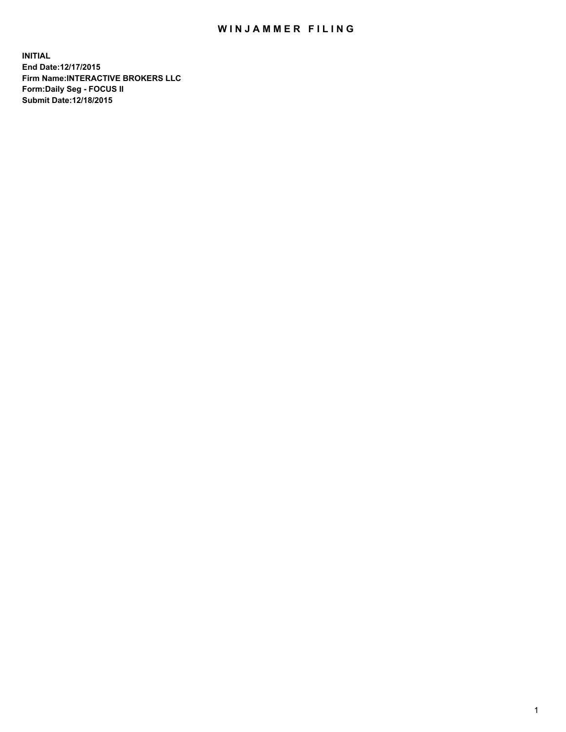# WINJAMMER FILING

**INITIAL**
**End Date:12/17/2015**
**Firm Name:INTERACTIVE BROKERS LLC**
**Form:Daily Seg - FOCUS II**
**Submit Date:12/18/2015**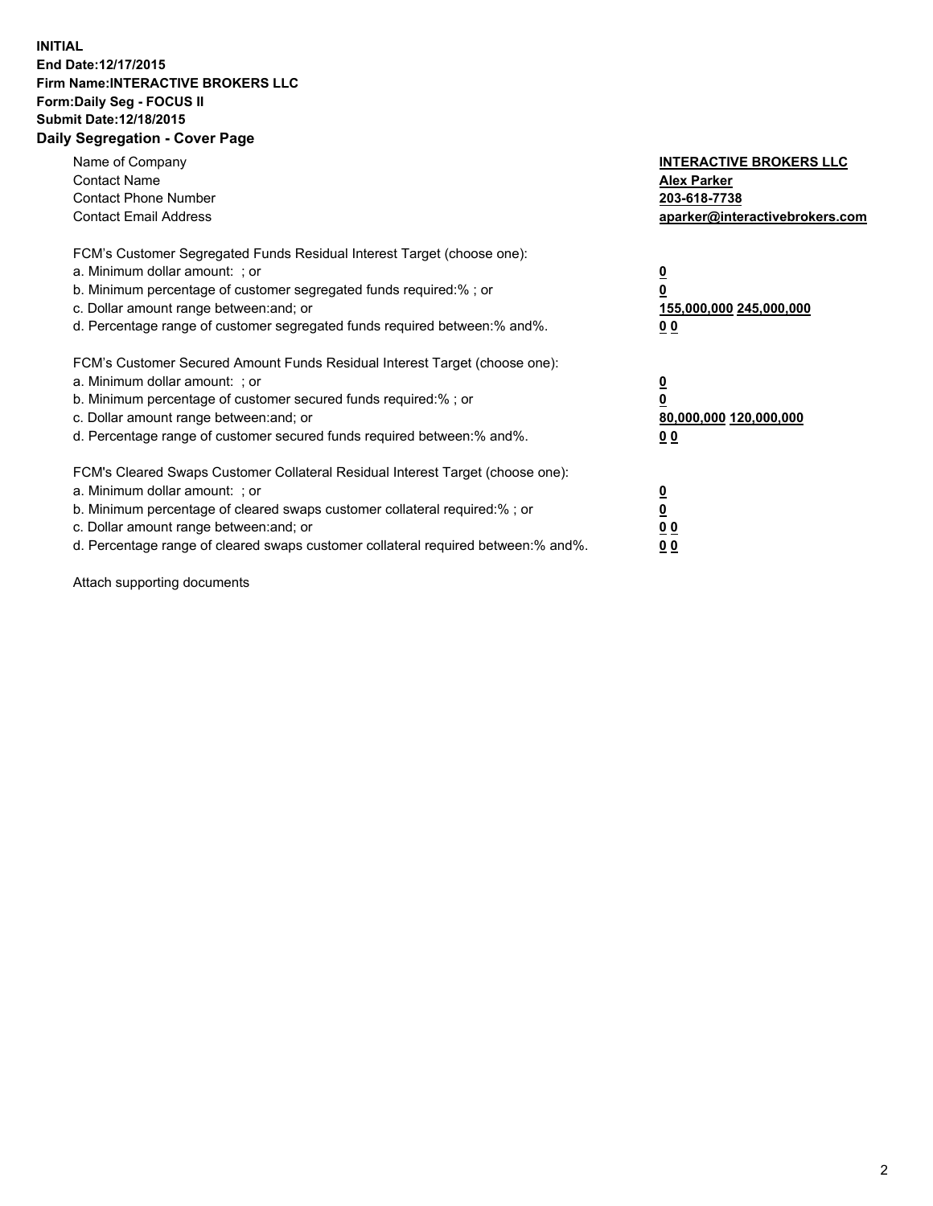**INITIAL**
**End Date:12/17/2015**
**Firm Name:INTERACTIVE BROKERS LLC**
**Form:Daily Seg - FOCUS II**
**Submit Date:12/18/2015**

## Daily Segregation - Cover Page

| | |
|---|---|
| Name of Company | **INTERACTIVE BROKERS LLC** |
| Contact Name | **Alex Parker** |
| Contact Phone Number | **203-618-7738** |
| Contact Email Address | **aparker@interactivebrokers.com** |

FCM's Customer Segregated Funds Residual Interest Target (choose one):

| | |
|---|---|
| a. Minimum dollar amount: ; or | **0** |
| b. Minimum percentage of customer segregated funds required:% ; or | **0** |
| c. Dollar amount range between:and; or | **155,000,000 245,000,000** |
| d. Percentage range of customer segregated funds required between:% and%. | **0 0** |

FCM's Customer Secured Amount Funds Residual Interest Target (choose one):

| | |
|---|---|
| a. Minimum dollar amount: ; or | **0** |
| b. Minimum percentage of customer secured funds required:% ; or | **0** |
| c. Dollar amount range between:and; or | **80,000,000 120,000,000** |
| d. Percentage range of customer secured funds required between:% and%. | **0 0** |

FCM's Cleared Swaps Customer Collateral Residual Interest Target (choose one):

| | |
|---|---|
| a. Minimum dollar amount: ; or | **0** |
| b. Minimum percentage of cleared swaps customer collateral required:% ; or | **0** |
| c. Dollar amount range between:and; or | **0 0** |
| d. Percentage range of cleared swaps customer collateral required between:% and%. | **0 0** |

Attach supporting documents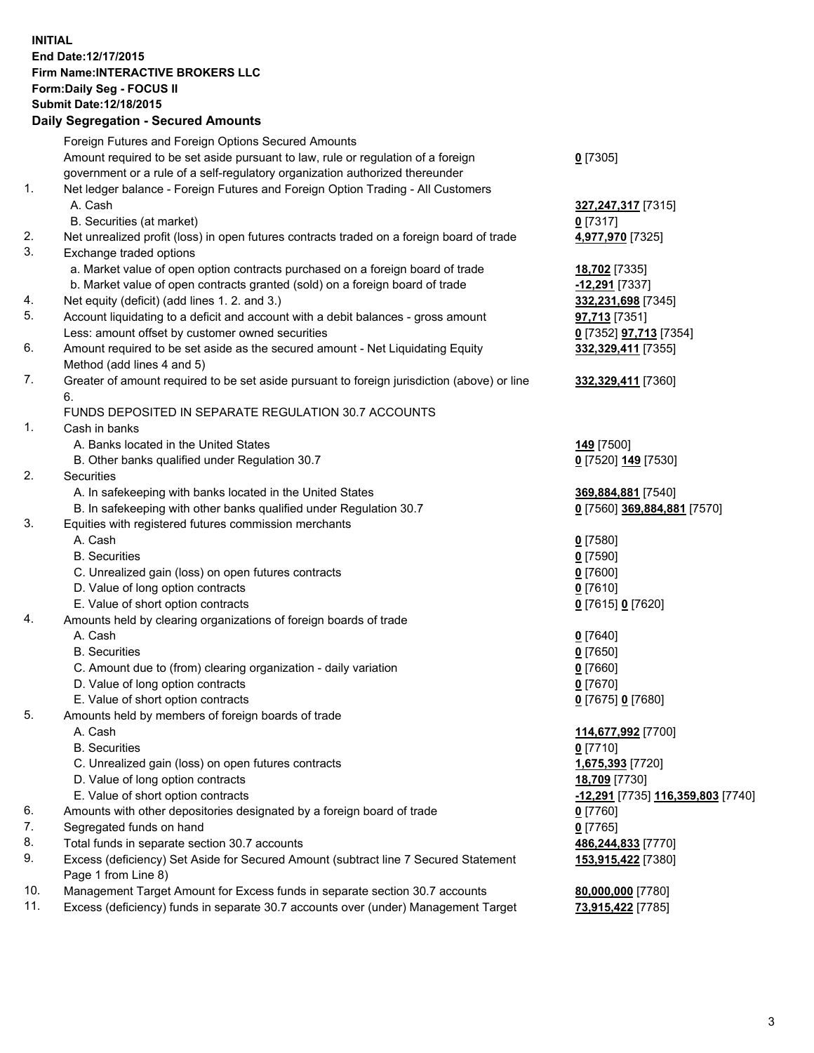**INITIAL**
**End Date:12/17/2015**
**Firm Name:INTERACTIVE BROKERS LLC**
**Form:Daily Seg - FOCUS II**
**Submit Date:12/18/2015**

**Daily Segregation - Secured Amounts**

| | | |
|---|---|---|
| | Foreign Futures and Foreign Options Secured Amounts | |
| | Amount required to be set aside pursuant to law, rule or regulation of a foreign government or a rule of a self-regulatory organization authorized thereunder | **0** [7305] |
| 1. | Net ledger balance - Foreign Futures and Foreign Option Trading - All Customers | |
| | A. Cash | **327,247,317** [7315] |
| | B. Securities (at market) | **0** [7317] |
| 2. | Net unrealized profit (loss) in open futures contracts traded on a foreign board of trade | **4,977,970** [7325] |
| 3. | Exchange traded options | |
| | a. Market value of open option contracts purchased on a foreign board of trade | **18,702** [7335] |
| | b. Market value of open contracts granted (sold) on a foreign board of trade | **-12,291** [7337] |
| 4. | Net equity (deficit) (add lines 1. 2. and 3.) | **332,231,698** [7345] |
| 5. | Account liquidating to a deficit and account with a debit balances - gross amount | **97,713** [7351] |
| | Less: amount offset by customer owned securities | **0** [7352] **97,713** [7354] |
| 6. | Amount required to be set aside as the secured amount - Net Liquidating Equity Method (add lines 4 and 5) | **332,329,411** [7355] |
| 7. | Greater of amount required to be set aside pursuant to foreign jurisdiction (above) or line 6. | **332,329,411** [7360] |
| | FUNDS DEPOSITED IN SEPARATE REGULATION 30.7 ACCOUNTS | |
| 1. | Cash in banks | |
| | A. Banks located in the United States | **149** [7500] |
| | B. Other banks qualified under Regulation 30.7 | **0** [7520] **149** [7530] |
| 2. | Securities | |
| | A. In safekeeping with banks located in the United States | **369,884,881** [7540] |
| | B. In safekeeping with other banks qualified under Regulation 30.7 | **0** [7560] **369,884,881** [7570] |
| 3. | Equities with registered futures commission merchants | |
| | A. Cash | **0** [7580] |
| | B. Securities | **0** [7590] |
| | C. Unrealized gain (loss) on open futures contracts | **0** [7600] |
| | D. Value of long option contracts | **0** [7610] |
| | E. Value of short option contracts | **0** [7615] **0** [7620] |
| 4. | Amounts held by clearing organizations of foreign boards of trade | |
| | A. Cash | **0** [7640] |
| | B. Securities | **0** [7650] |
| | C. Amount due to (from) clearing organization - daily variation | **0** [7660] |
| | D. Value of long option contracts | **0** [7670] |
| | E. Value of short option contracts | **0** [7675] **0** [7680] |
| 5. | Amounts held by members of foreign boards of trade | |
| | A. Cash | **114,677,992** [7700] |
| | B. Securities | **0** [7710] |
| | C. Unrealized gain (loss) on open futures contracts | **1,675,393** [7720] |
| | D. Value of long option contracts | **18,709** [7730] |
| | E. Value of short option contracts | **-12,291** [7735] **116,359,803** [7740] |
| 6. | Amounts with other depositories designated by a foreign board of trade | **0** [7760] |
| 7. | Segregated funds on hand | **0** [7765] |
| 8. | Total funds in separate section 30.7 accounts | **486,244,833** [7770] |
| 9. | Excess (deficiency) Set Aside for Secured Amount (subtract line 7 Secured Statement Page 1 from Line 8) | **153,915,422** [7380] |
| 10. | Management Target Amount for Excess funds in separate section 30.7 accounts | **80,000,000** [7780] |
| 11. | Excess (deficiency) funds in separate 30.7 accounts over (under) Management Target | **73,915,422** [7785] |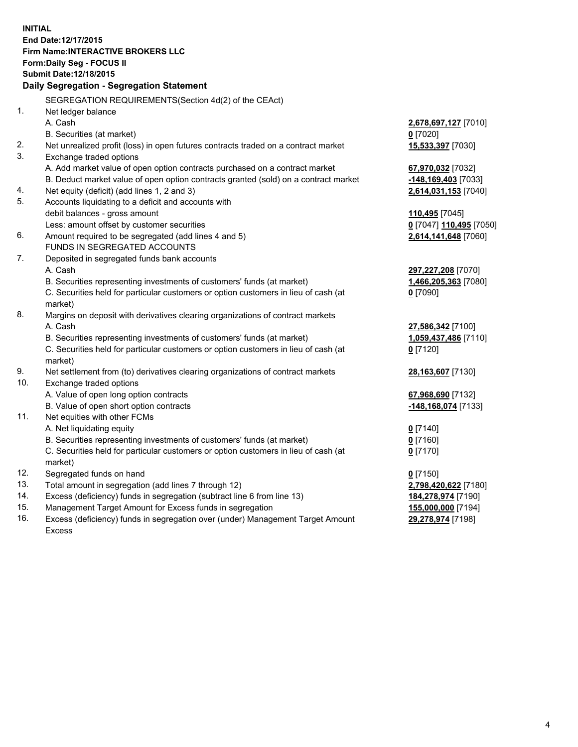**INITIAL**
**End Date:12/17/2015**
**Firm Name:INTERACTIVE BROKERS LLC**
**Form:Daily Seg - FOCUS II**
**Submit Date:12/18/2015**

**Daily Segregation - Segregation Statement**

| | | |
|---|---|---|
| | SEGREGATION REQUIREMENTS(Section 4d(2) of the CEAct) | |
| 1. | Net ledger balance | |
| | A. Cash | **2,678,697,127** [7010] |
| | B. Securities (at market) | **0** [7020] |
| 2. | Net unrealized profit (loss) in open futures contracts traded on a contract market | **15,533,397** [7030] |
| 3. | Exchange traded options | |
| | A. Add market value of open option contracts purchased on a contract market | **67,970,032** [7032] |
| | B. Deduct market value of open option contracts granted (sold) on a contract market | **-148,169,403** [7033] |
| 4. | Net equity (deficit) (add lines 1, 2 and 3) | **2,614,031,153** [7040] |
| 5. | Accounts liquidating to a deficit and accounts with | |
| | debit balances - gross amount | **110,495** [7045] |
| | Less: amount offset by customer securities | **0** [7047] **110,495** [7050] |
| 6. | Amount required to be segregated (add lines 4 and 5) | **2,614,141,648** [7060] |
| | FUNDS IN SEGREGATED ACCOUNTS | |
| 7. | Deposited in segregated funds bank accounts | |
| | A. Cash | **297,227,208** [7070] |
| | B. Securities representing investments of customers' funds (at market) | **1,466,205,363** [7080] |
| | C. Securities held for particular customers or option customers in lieu of cash (at market) | **0** [7090] |
| 8. | Margins on deposit with derivatives clearing organizations of contract markets | |
| | A. Cash | **27,586,342** [7100] |
| | B. Securities representing investments of customers' funds (at market) | **1,059,437,486** [7110] |
| | C. Securities held for particular customers or option customers in lieu of cash (at market) | **0** [7120] |
| 9. | Net settlement from (to) derivatives clearing organizations of contract markets | **28,163,607** [7130] |
| 10. | Exchange traded options | |
| | A. Value of open long option contracts | **67,968,690** [7132] |
| | B. Value of open short option contracts | **-148,168,074** [7133] |
| 11. | Net equities with other FCMs | |
| | A. Net liquidating equity | **0** [7140] |
| | B. Securities representing investments of customers' funds (at market) | **0** [7160] |
| | C. Securities held for particular customers or option customers in lieu of cash (at market) | **0** [7170] |
| 12. | Segregated funds on hand | **0** [7150] |
| 13. | Total amount in segregation (add lines 7 through 12) | **2,798,420,622** [7180] |
| 14. | Excess (deficiency) funds in segregation (subtract line 6 from line 13) | **184,278,974** [7190] |
| 15. | Management Target Amount for Excess funds in segregation | **155,000,000** [7194] |
| 16. | Excess (deficiency) funds in segregation over (under) Management Target Amount Excess | **29,278,974** [7198] |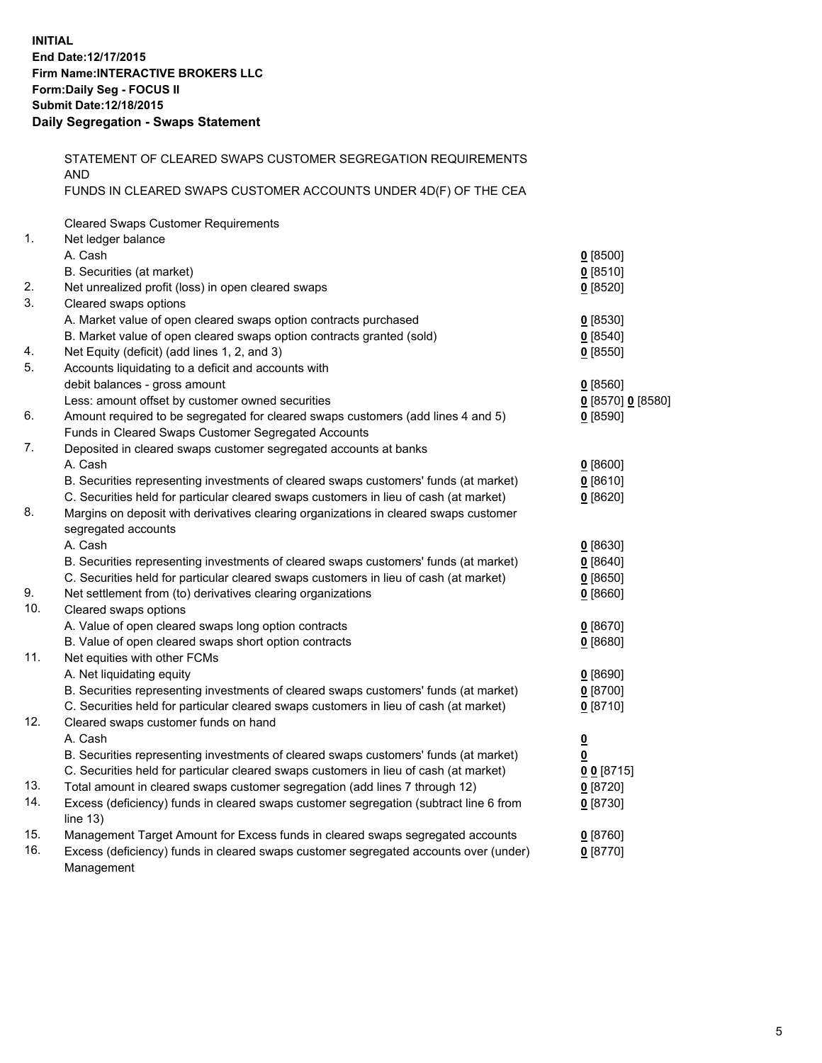**INITIAL**
**End Date:12/17/2015**
**Firm Name:INTERACTIVE BROKERS LLC**
**Form:Daily Seg - FOCUS II**
**Submit Date:12/18/2015**
**Daily Segregation - Swaps Statement**

STATEMENT OF CLEARED SWAPS CUSTOMER SEGREGATION REQUIREMENTS AND FUNDS IN CLEARED SWAPS CUSTOMER ACCOUNTS UNDER 4D(F) OF THE CEA

| | | |
|---|---|---|
| | Cleared Swaps Customer Requirements | |
| 1. | Net ledger balance | |
| | A. Cash | 0 [8500] |
| | B. Securities (at market) | 0 [8510] |
| 2. | Net unrealized profit (loss) in open cleared swaps | 0 [8520] |
| 3. | Cleared swaps options | |
| | A. Market value of open cleared swaps option contracts purchased | 0 [8530] |
| | B. Market value of open cleared swaps option contracts granted (sold) | 0 [8540] |
| 4. | Net Equity (deficit) (add lines 1, 2, and 3) | 0 [8550] |
| 5. | Accounts liquidating to a deficit and accounts with debit balances - gross amount | 0 [8560] |
| | Less: amount offset by customer owned securities | 0 [8570] 0 [8580] |
| 6. | Amount required to be segregated for cleared swaps customers (add lines 4 and 5) | 0 [8590] |
| | Funds in Cleared Swaps Customer Segregated Accounts | |
| 7. | Deposited in cleared swaps customer segregated accounts at banks | |
| | A. Cash | 0 [8600] |
| | B. Securities representing investments of cleared swaps customers' funds (at market) | 0 [8610] |
| | C. Securities held for particular cleared swaps customers in lieu of cash (at market) | 0 [8620] |
| 8. | Margins on deposit with derivatives clearing organizations in cleared swaps customer segregated accounts | |
| | A. Cash | 0 [8630] |
| | B. Securities representing investments of cleared swaps customers' funds (at market) | 0 [8640] |
| | C. Securities held for particular cleared swaps customers in lieu of cash (at market) | 0 [8650] |
| 9. | Net settlement from (to) derivatives clearing organizations | 0 [8660] |
| 10. | Cleared swaps options | |
| | A. Value of open cleared swaps long option contracts | 0 [8670] |
| | B. Value of open cleared swaps short option contracts | 0 [8680] |
| 11. | Net equities with other FCMs | |
| | A. Net liquidating equity | 0 [8690] |
| | B. Securities representing investments of cleared swaps customers' funds (at market) | 0 [8700] |
| | C. Securities held for particular cleared swaps customers in lieu of cash (at market) | 0 [8710] |
| 12. | Cleared swaps customer funds on hand | |
| | A. Cash | 0 |
| | B. Securities representing investments of cleared swaps customers' funds (at market) | 0 |
| | C. Securities held for particular cleared swaps customers in lieu of cash (at market) | 0 0 [8715] |
| 13. | Total amount in cleared swaps customer segregation (add lines 7 through 12) | 0 [8720] |
| 14. | Excess (deficiency) funds in cleared swaps customer segregation (subtract line 6 from line 13) | 0 [8730] |
| 15. | Management Target Amount for Excess funds in cleared swaps segregated accounts | 0 [8760] |
| 16. | Excess (deficiency) funds in cleared swaps customer segregated accounts over (under) Management | 0 [8770] |